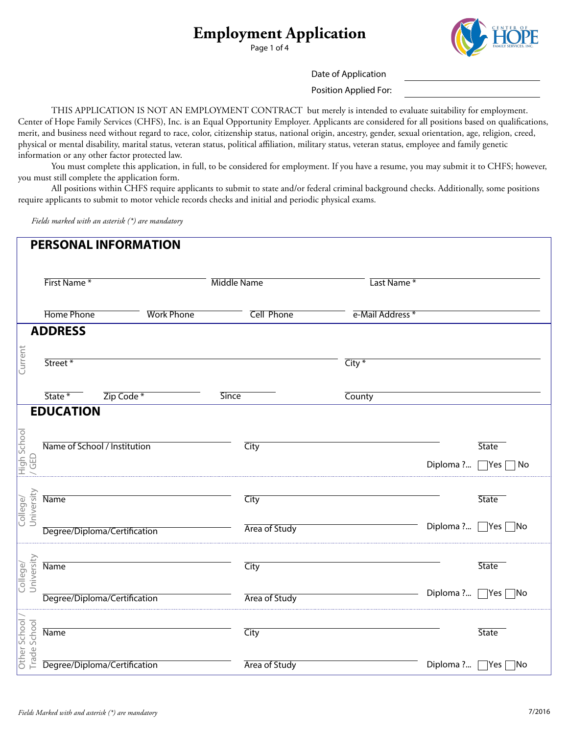# Employment Application

Date of Application ____________________

Position Applied For: ____________________

THIS APPLICATION IS NOT AN EMPLOYMENT CONTRACT but merely is intended to evaluate suitability for employment. Center of Hope Family Services (CHFS), Inc. is an Equal Opportunity Employer. Applicants are considered for all positions based on qualifications, merit, and business need without regard to race, color, citizenship status, national origin, ancestry, gender, sexual orientation, age, religion, creed, physical or mental disability, marital status, veteran status, political affiliation, military status, veteran status, employee and family genetic information or any other factor protected law.

You must complete this application, in full, to be considered for employment. If you have a resume, you may submit it to CHFS; however, you must still complete the application form.

All positions within CHFS require applicants to submit to state and/or federal criminal background checks. Additionally, some positions require applicants to submit to motor vehicle records checks and initial and periodic physical exams.

*Fields marked with an asterisk (*) are mandatory*

## PERSONAL INFORMATION

First Name * ____________________ Middle Name ____________________ Last Name * ____________________

Home Phone ____________ Work Phone ____________ Cell Phone ____________ e-Mail Address * ____________________

## ADDRESS

**Current**

Street * ____________________ City * ____________________

State * ______ Zip Code * ____________ Since ____________ County ____________________

## EDUCATION

**High School / GED**

Name of School / Institution ____________________ City ____________________ State ______

Diploma ?... ☐Yes ☐No

**College/ University**

Name ____________________ City ____________________ State ______

Degree/Diploma/Certification ____________________ Area of Study ____________________ Diploma ?... ☐Yes ☐No

**College/ University**

Name ____________________ City ____________________ State ______

Degree/Diploma/Certification ____________________ Area of Study ____________________ Diploma ?... ☐Yes ☐No

**Other School / Trade School**

Name ____________________ City ____________________ State ______

Degree/Diploma/Certification ____________________ Area of Study ____________________ Diploma ?... ☐Yes ☐No

*Fields Marked with and asterisk (*) are mandatory*

7/2016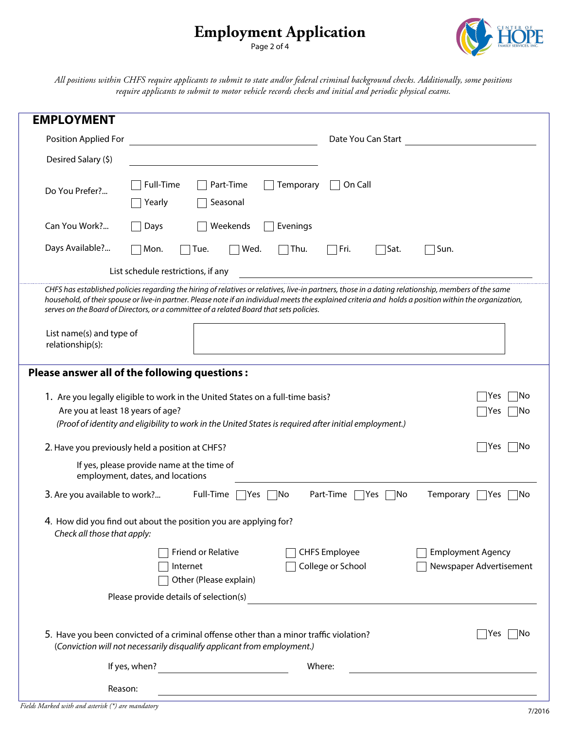# Employment Application

*All positions within CHFS require applicants to submit to state and/or federal criminal background checks. Additionally, some positions require applicants to submit to motor vehicle records checks and initial and periodic physical exams.*

## EMPLOYMENT

Position Applied For ______________________ Date You Can Start ______________________

Desired Salary ($) ______________________

Do You Prefer?... ☐ Full-Time ☐ Part-Time ☐ Temporary ☐ On Call ☐ Yearly ☐ Seasonal

Can You Work?... ☐ Days ☐ Weekends ☐ Evenings

Days Available?... ☐ Mon. ☐ Tue. ☐ Wed. ☐ Thu. ☐ Fri. ☐ Sat. ☐ Sun.

List schedule restrictions, if any ______________________

*CHFS has established policies regarding the hiring of relatives or relatives, live-in partners, those in a dating relationship, members of the same household, of their spouse or live-in partner. Please note if an individual meets the explained criteria and holds a position within the organization, serves on the Board of Directors, or a committee of a related Board that sets policies.*

List name(s) and type of relationship(s): ______________________

### Please answer all of the following questions :

1. Are you legally eligible to work in the United States on a full-time basis? ☐ Yes ☐ No
   Are you at least 18 years of age? ☐ Yes ☐ No
   *(Proof of identity and eligibility to work in the United States is required after initial employment.)*

2. Have you previously held a position at CHFS? ☐ Yes ☐ No
   If yes, please provide name at the time of employment, dates, and locations ______________________

3. Are you available to work?... Full-Time ☐ Yes ☐ No Part-Time ☐ Yes ☐ No Temporary ☐ Yes ☐ No

4. How did you find out about the position you are applying for?
   *Check all those that apply:*
   ☐ Friend or Relative ☐ CHFS Employee ☐ Employment Agency
   ☐ Internet ☐ College or School ☐ Newspaper Advertisement
   ☐ Other (Please explain)
   Please provide details of selection(s) ______________________

5. Have you been convicted of a criminal offense other than a minor traffic violation? ☐ Yes ☐ No
   *(Conviction will not necessarily disqualify applicant from employment.)*
   If yes, when? ______________________ Where: ______________________
   Reason: ______________________

*Fields Marked with and asterisk (*) are mandatory*

7/2016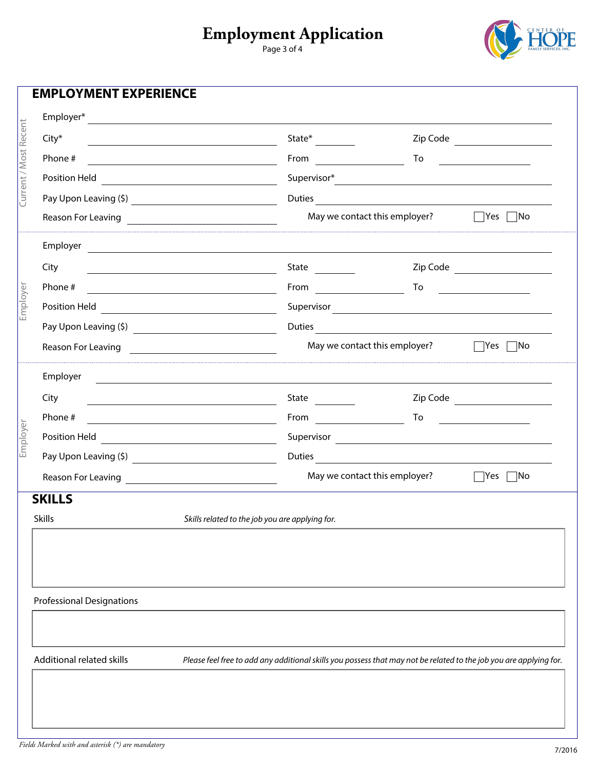# Employment Application

## EMPLOYMENT EXPERIENCE

**Current / Most Recent**

Employer* ______________________________

City* ______________ State* ______ Zip Code ______________

Phone # ______________ From ______________ To ______________

Position Held ______________ Supervisor* ______________

Pay Upon Leaving ($) ______________ Duties ______________

Reason For Leaving ______________ May we contact this employer? ☐ Yes ☐ No

**Employer**

Employer ______________________________

City ______________ State ______ Zip Code ______________

Phone # ______________ From ______________ To ______________

Position Held ______________ Supervisor ______________

Pay Upon Leaving ($) ______________ Duties ______________

Reason For Leaving ______________ May we contact this employer? ☐ Yes ☐ No

**Employer**

Employer ______________________________

City ______________ State ______ Zip Code ______________

Phone # ______________ From ______________ To ______________

Position Held ______________ Supervisor ______________

Pay Upon Leaving ($) ______________ Duties ______________

Reason For Leaving ______________ May we contact this employer? ☐ Yes ☐ No

## SKILLS

Skills *Skills related to the job you are applying for.*

Professional Designations

Additional related skills *Please feel free to add any additional skills you possess that may not be related to the job you are applying for.*

*Fields Marked with and asterisk (*) are mandatory*

7/2016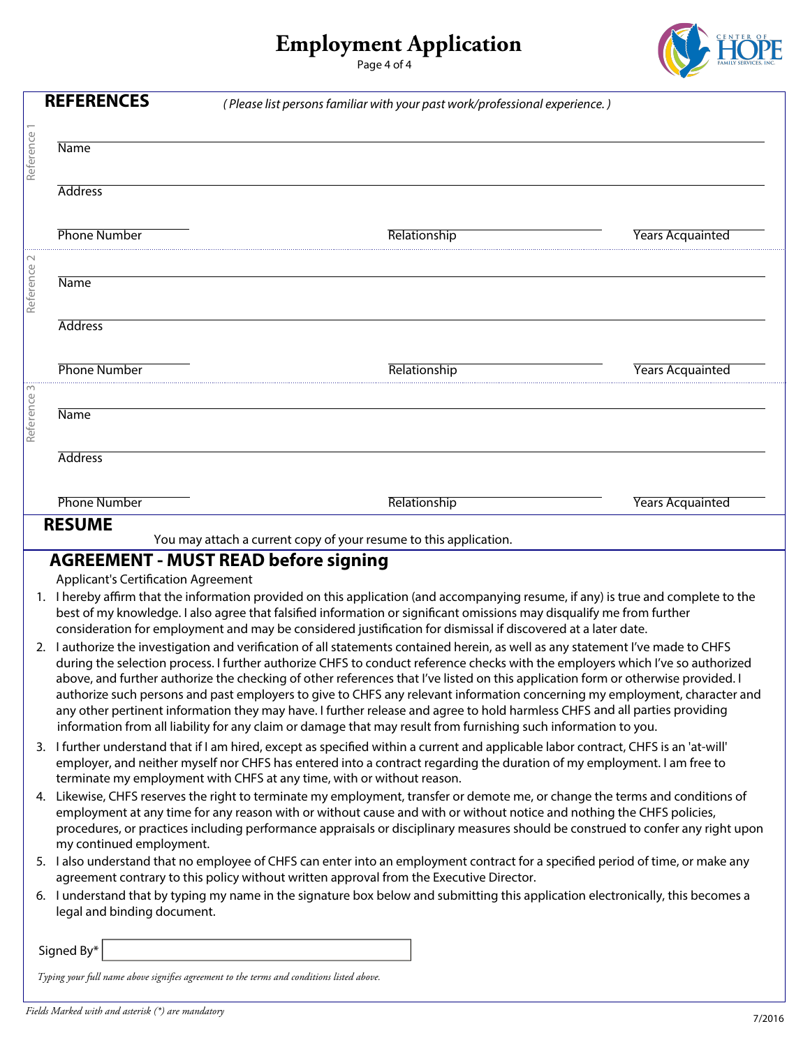# Employment Application

## REFERENCES

*( Please list persons familiar with your past work/professional experience. )*

Reference 1

Name

Address

Phone Number | Relationship | Years Acquainted

Reference 2

Name

Address

Phone Number | Relationship | Years Acquainted

Reference 3

Name

Address

Phone Number | Relationship | Years Acquainted

## RESUME

You may attach a current copy of your resume to this application.

## AGREEMENT - MUST READ before signing

Applicant's Certification Agreement

1. I hereby affirm that the information provided on this application (and accompanying resume, if any) is true and complete to the best of my knowledge. I also agree that falsified information or significant omissions may disqualify me from further consideration for employment and may be considered justification for dismissal if discovered at a later date.
2. I authorize the investigation and verification of all statements contained herein, as well as any statement I've made to CHFS during the selection process. I further authorize CHFS to conduct reference checks with the employers which I've so authorized above, and further authorize the checking of other references that I've listed on this application form or otherwise provided. I authorize such persons and past employers to give to CHFS any relevant information concerning my employment, character and any other pertinent information they may have. I further release and agree to hold harmless CHFS and all parties providing information from all liability for any claim or damage that may result from furnishing such information to you.
3. I further understand that if I am hired, except as specified within a current and applicable labor contract, CHFS is an 'at-will' employer, and neither myself nor CHFS has entered into a contract regarding the duration of my employment. I am free to terminate my employment with CHFS at any time, with or without reason.
4. Likewise, CHFS reserves the right to terminate my employment, transfer or demote me, or change the terms and conditions of employment at any time for any reason with or without cause and with or without notice and nothing the CHFS policies, procedures, or practices including performance appraisals or disciplinary measures should be construed to confer any right upon my continued employment.
5. I also understand that no employee of CHFS can enter into an employment contract for a specified period of time, or make any agreement contrary to this policy without written approval from the Executive Director.
6. I understand that by typing my name in the signature box below and submitting this application electronically, this becomes a legal and binding document.

Signed By*

*Typing your full name above signifies agreement to the terms and conditions listed above.*

*Fields Marked with and asterisk (*) are mandatory*

7/2016